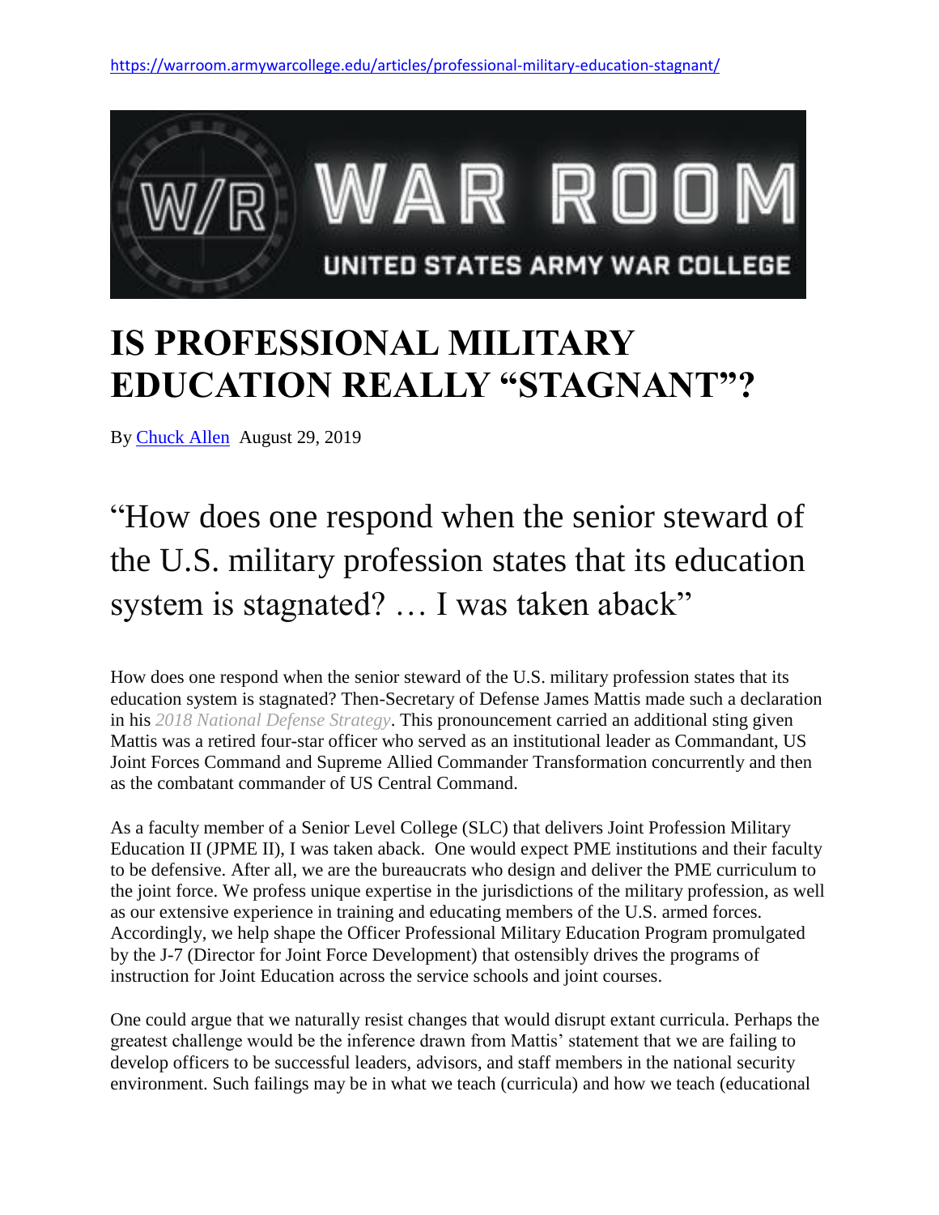https://warroom.armywarcollege.edu/articles/professional-military-education-stagnant/

WAR ROOM

UNITED STATES ARMY WAR COLLEGE

# IS PROFESSIONAL MILITARY EDUCATION REALLY "STAGNANT"?

By Chuck Allen August 29, 2019

> "How does one respond when the senior steward of the U.S. military profession states that its education system is stagnated? … I was taken aback"

How does one respond when the senior steward of the U.S. military profession states that its education system is stagnated? Then-Secretary of Defense James Mattis made such a declaration in his *2018 National Defense Strategy*. This pronouncement carried an additional sting given Mattis was a retired four-star officer who served as an institutional leader as Commandant, US Joint Forces Command and Supreme Allied Commander Transformation concurrently and then as the combatant commander of US Central Command.

As a faculty member of a Senior Level College (SLC) that delivers Joint Profession Military Education II (JPME II), I was taken aback. One would expect PME institutions and their faculty to be defensive. After all, we are the bureaucrats who design and deliver the PME curriculum to the joint force. We profess unique expertise in the jurisdictions of the military profession, as well as our extensive experience in training and educating members of the U.S. armed forces. Accordingly, we help shape the Officer Professional Military Education Program promulgated by the J-7 (Director for Joint Force Development) that ostensibly drives the programs of instruction for Joint Education across the service schools and joint courses.

One could argue that we naturally resist changes that would disrupt extant curricula. Perhaps the greatest challenge would be the inference drawn from Mattis' statement that we are failing to develop officers to be successful leaders, advisors, and staff members in the national security environment. Such failings may be in what we teach (curricula) and how we teach (educational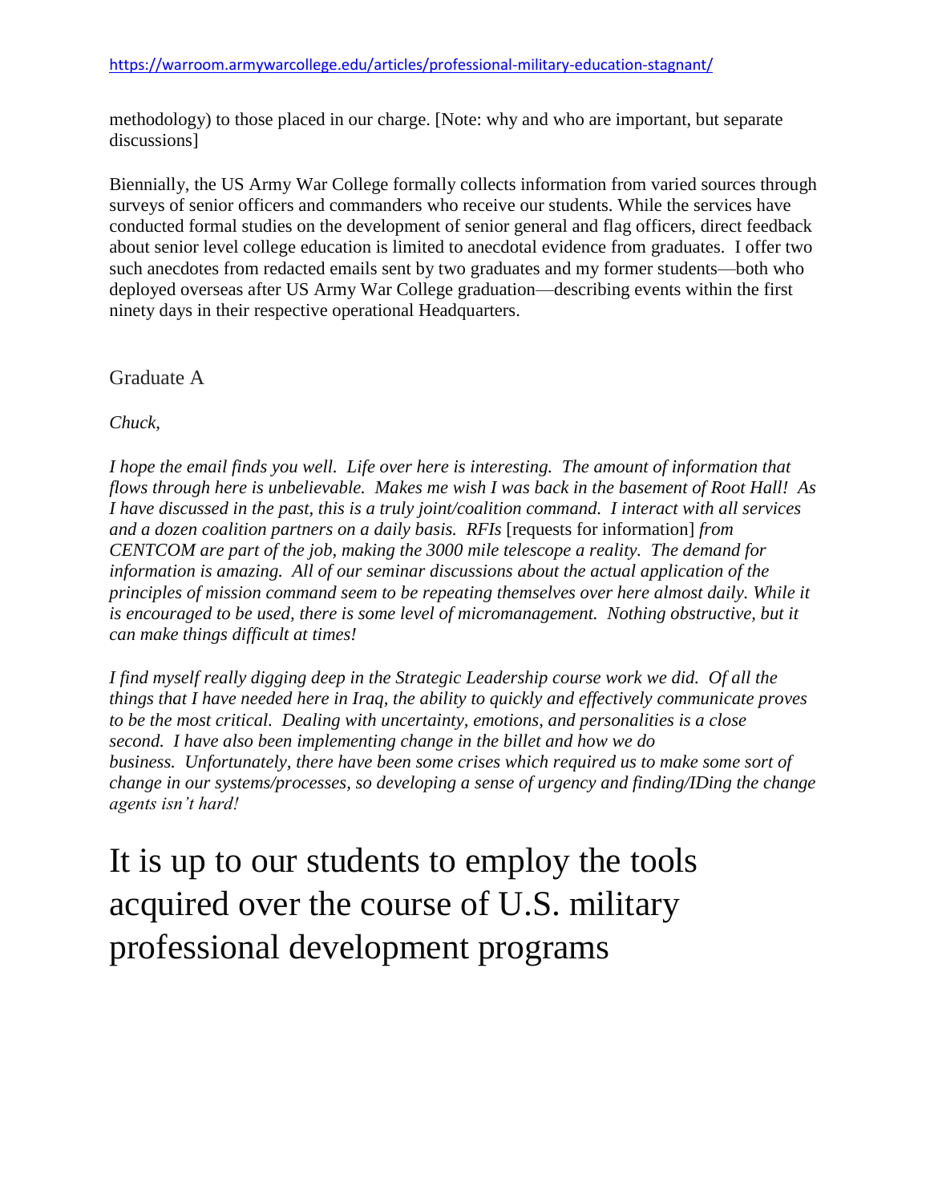methodology) to those placed in our charge. [Note: why and who are important, but separate discussions]

Biennially, the US Army War College formally collects information from varied sources through surveys of senior officers and commanders who receive our students. While the services have conducted formal studies on the development of senior general and flag officers, direct feedback about senior level college education is limited to anecdotal evidence from graduates. I offer two such anecdotes from redacted emails sent by two graduates and my former students—both who deployed overseas after US Army War College graduation—describing events within the first ninety days in their respective operational Headquarters.

Graduate A

*Chuck,*

*I hope the email finds you well. Life over here is interesting. The amount of information that flows through here is unbelievable. Makes me wish I was back in the basement of Root Hall! As I have discussed in the past, this is a truly joint/coalition command. I interact with all services and a dozen coalition partners on a daily basis. RFIs* [requests for information] *from CENTCOM are part of the job, making the 3000 mile telescope a reality. The demand for information is amazing. All of our seminar discussions about the actual application of the principles of mission command seem to be repeating themselves over here almost daily. While it is encouraged to be used, there is some level of micromanagement. Nothing obstructive, but it can make things difficult at times!*

*I find myself really digging deep in the Strategic Leadership course work we did. Of all the things that I have needed here in Iraq, the ability to quickly and effectively communicate proves to be the most critical. Dealing with uncertainty, emotions, and personalities is a close second. I have also been implementing change in the billet and how we do business. Unfortunately, there have been some crises which required us to make some sort of change in our systems/processes, so developing a sense of urgency and finding/IDing the change agents isn't hard!*

# It is up to our students to employ the tools acquired over the course of U.S. military professional development programs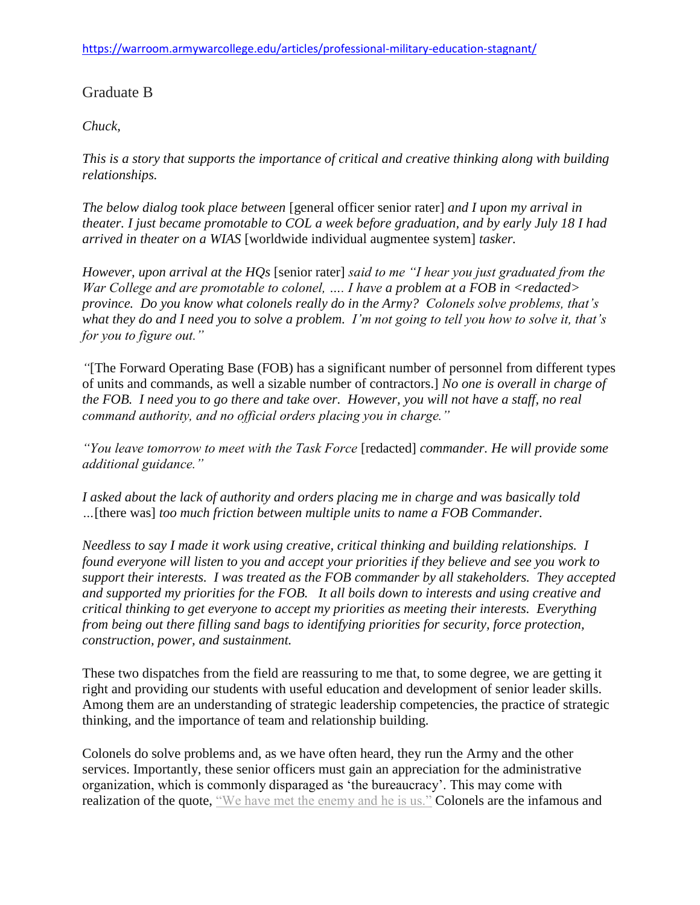https://warroom.armywarcollege.edu/articles/professional-military-education-stagnant/

Graduate B

*Chuck,*

*This is a story that supports the importance of critical and creative thinking along with building relationships.*

*The below dialog took place between* [general officer senior rater] *and I upon my arrival in theater. I just became promotable to COL a week before graduation, and by early July 18 I had arrived in theater on a WIAS* [worldwide individual augmentee system] *tasker.*

*However, upon arrival at the HQs* [senior rater] *said to me "I hear you just graduated from the War College and are promotable to colonel, …. I have a problem at a FOB in <redacted> province. Do you know what colonels really do in the Army? Colonels solve problems, that's what they do and I need you to solve a problem. I'm not going to tell you how to solve it, that's for you to figure out."*

*"*[The Forward Operating Base (FOB) has a significant number of personnel from different types of units and commands, as well a sizable number of contractors.] *No one is overall in charge of the FOB. I need you to go there and take over. However, you will not have a staff, no real command authority, and no official orders placing you in charge."*

*"You leave tomorrow to meet with the Task Force* [redacted] *commander. He will provide some additional guidance."*

*I asked about the lack of authority and orders placing me in charge and was basically told …*[there was] *too much friction between multiple units to name a FOB Commander.*

*Needless to say I made it work using creative, critical thinking and building relationships. I found everyone will listen to you and accept your priorities if they believe and see you work to support their interests. I was treated as the FOB commander by all stakeholders. They accepted and supported my priorities for the FOB. It all boils down to interests and using creative and critical thinking to get everyone to accept my priorities as meeting their interests. Everything from being out there filling sand bags to identifying priorities for security, force protection, construction, power, and sustainment.*

These two dispatches from the field are reassuring to me that, to some degree, we are getting it right and providing our students with useful education and development of senior leader skills. Among them are an understanding of strategic leadership competencies, the practice of strategic thinking, and the importance of team and relationship building.

Colonels do solve problems and, as we have often heard, they run the Army and the other services. Importantly, these senior officers must gain an appreciation for the administrative organization, which is commonly disparaged as 'the bureaucracy'. This may come with realization of the quote, "We have met the enemy and he is us." Colonels are the infamous and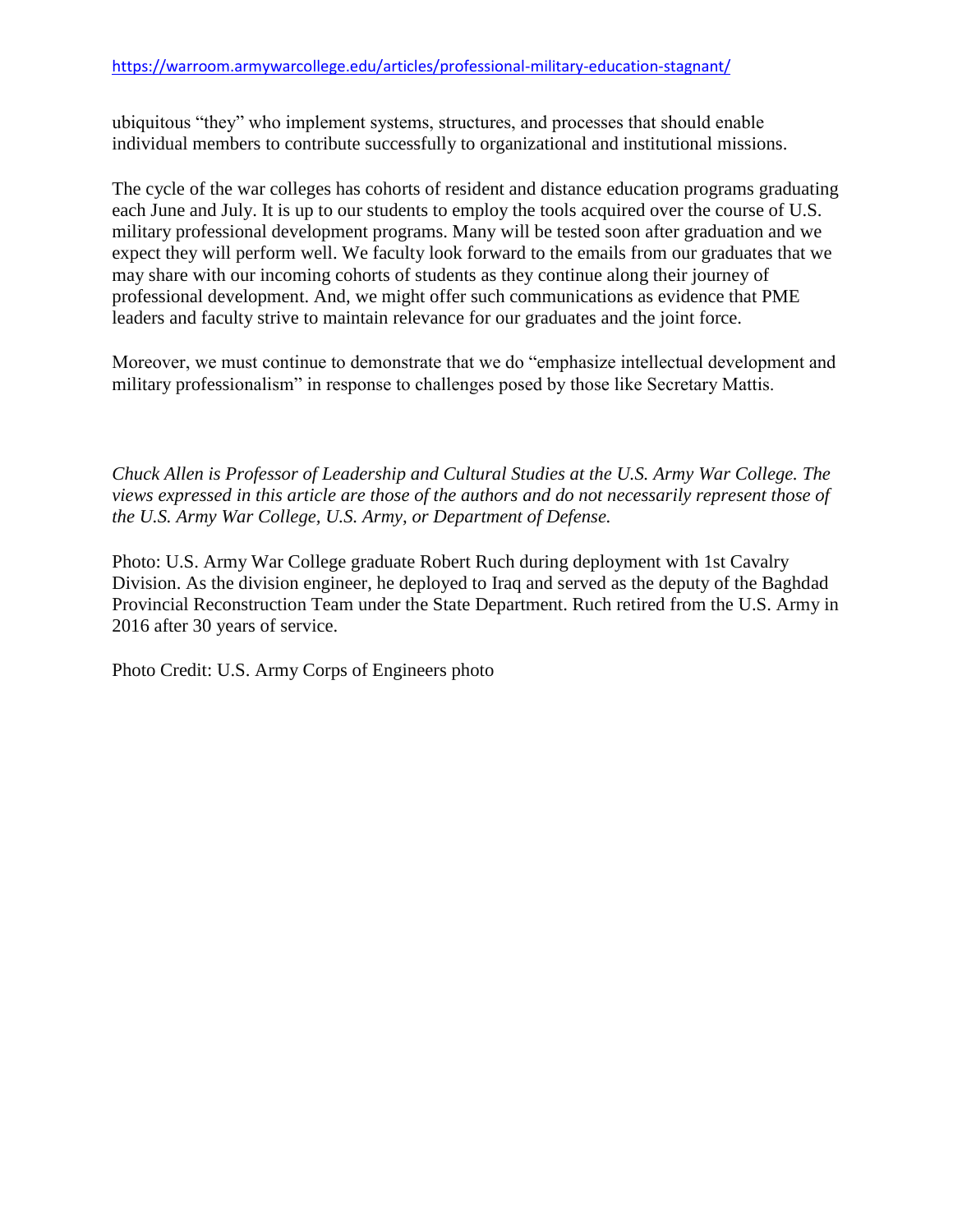https://warroom.armywarcollege.edu/articles/professional-military-education-stagnant/

ubiquitous "they" who implement systems, structures, and processes that should enable individual members to contribute successfully to organizational and institutional missions.

The cycle of the war colleges has cohorts of resident and distance education programs graduating each June and July. It is up to our students to employ the tools acquired over the course of U.S. military professional development programs. Many will be tested soon after graduation and we expect they will perform well. We faculty look forward to the emails from our graduates that we may share with our incoming cohorts of students as they continue along their journey of professional development. And, we might offer such communications as evidence that PME leaders and faculty strive to maintain relevance for our graduates and the joint force.

Moreover, we must continue to demonstrate that we do "emphasize intellectual development and military professionalism" in response to challenges posed by those like Secretary Mattis.

*Chuck Allen is Professor of Leadership and Cultural Studies at the U.S. Army War College. The views expressed in this article are those of the authors and do not necessarily represent those of the U.S. Army War College, U.S. Army, or Department of Defense.*

Photo: U.S. Army War College graduate Robert Ruch during deployment with 1st Cavalry Division. As the division engineer, he deployed to Iraq and served as the deputy of the Baghdad Provincial Reconstruction Team under the State Department. Ruch retired from the U.S. Army in 2016 after 30 years of service.

Photo Credit: U.S. Army Corps of Engineers photo